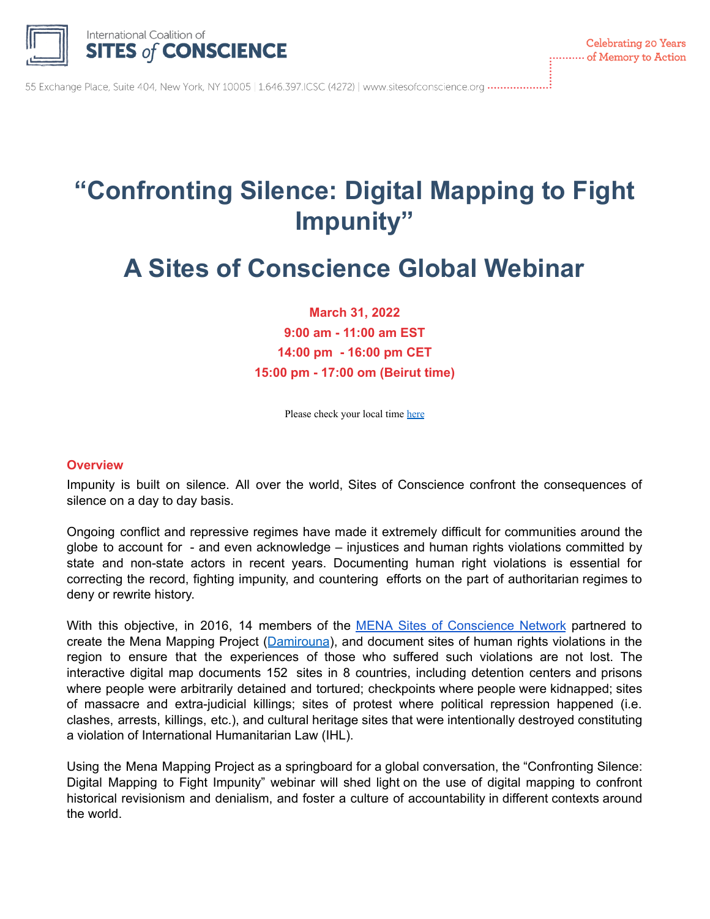# "Confronting Silence: Digital Mapping to Fight Impunity"

# A Sites of Conscience Global Webinar

**March 31, 2022**
**9:00 am - 11:00 am EST**
**14:00 pm - 16:00 pm CET**
**15:00 pm - 17:00 om (Beirut time)**

Please check your local time here

## Overview

Impunity is built on silence. All over the world, Sites of Conscience confront the consequences of silence on a day to day basis.

Ongoing conflict and repressive regimes have made it extremely difficult for communities around the globe to account for - and even acknowledge – injustices and human rights violations committed by state and non-state actors in recent years. Documenting human right violations is essential for correcting the record, fighting impunity, and countering efforts on the part of authoritarian regimes to deny or rewrite history.

With this objective, in 2016, 14 members of the MENA Sites of Conscience Network partnered to create the Mena Mapping Project (Damirouna), and document sites of human rights violations in the region to ensure that the experiences of those who suffered such violations are not lost. The interactive digital map documents 152 sites in 8 countries, including detention centers and prisons where people were arbitrarily detained and tortured; checkpoints where people were kidnapped; sites of massacre and extra-judicial killings; sites of protest where political repression happened (i.e. clashes, arrests, killings, etc.), and cultural heritage sites that were intentionally destroyed constituting a violation of International Humanitarian Law (IHL).

Using the Mena Mapping Project as a springboard for a global conversation, the "Confronting Silence: Digital Mapping to Fight Impunity" webinar will shed light on the use of digital mapping to confront historical revisionism and denialism, and foster a culture of accountability in different contexts around the world.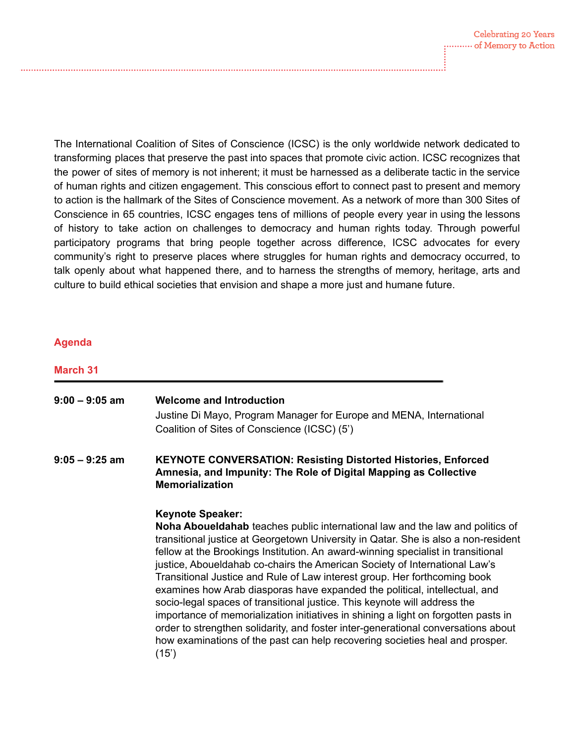The International Coalition of Sites of Conscience (ICSC) is the only worldwide network dedicated to transforming places that preserve the past into spaces that promote civic action. ICSC recognizes that the power of sites of memory is not inherent; it must be harnessed as a deliberate tactic in the service of human rights and citizen engagement. This conscious effort to connect past to present and memory to action is the hallmark of the Sites of Conscience movement. As a network of more than 300 Sites of Conscience in 65 countries, ICSC engages tens of millions of people every year in using the lessons of history to take action on challenges to democracy and human rights today. Through powerful participatory programs that bring people together across difference, ICSC advocates for every community's right to preserve places where struggles for human rights and democracy occurred, to talk openly about what happened there, and to harness the strengths of memory, heritage, arts and culture to build ethical societies that envision and shape a more just and humane future.

## Agenda

### March 31

**9:00 – 9:05 am** **Welcome and Introduction**

Justine Di Mayo, Program Manager for Europe and MENA, International Coalition of Sites of Conscience (ICSC) (5')

**9:05 – 9:25 am** **KEYNOTE CONVERSATION: Resisting Distorted Histories, Enforced Amnesia, and Impunity: The Role of Digital Mapping as Collective Memorialization**

**Keynote Speaker:**
**Noha Aboueldahab** teaches public international law and the law and politics of transitional justice at Georgetown University in Qatar. She is also a non-resident fellow at the Brookings Institution. An award-winning specialist in transitional justice, Aboueldahab co-chairs the American Society of International Law's Transitional Justice and Rule of Law interest group. Her forthcoming book examines how Arab diasporas have expanded the political, intellectual, and socio-legal spaces of transitional justice. This keynote will address the importance of memorialization initiatives in shining a light on forgotten pasts in order to strengthen solidarity, and foster inter-generational conversations about how examinations of the past can help recovering societies heal and prosper. (15')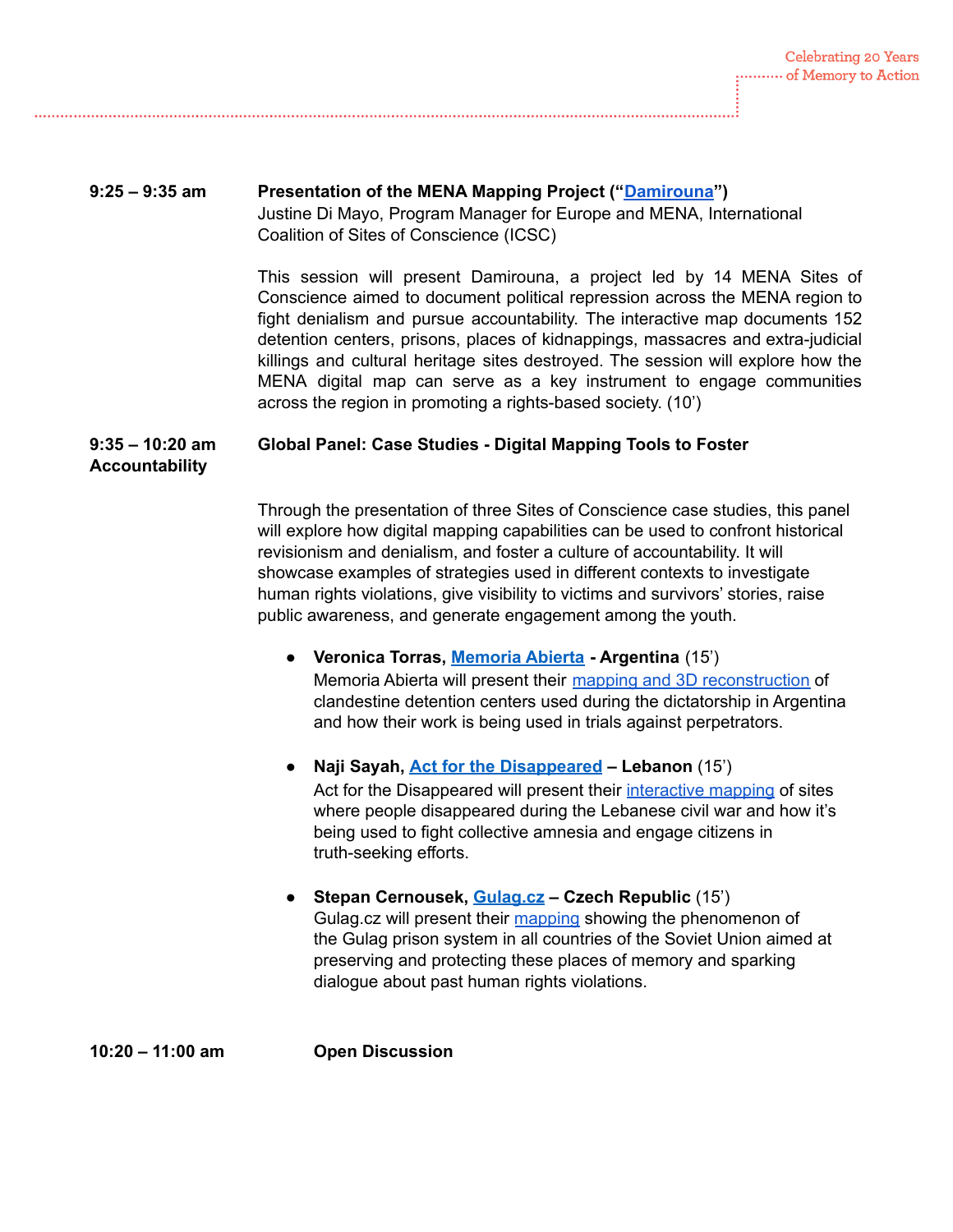**9:25 – 9:35 am** **Presentation of the MENA Mapping Project ("Damirouna")**
Justine Di Mayo, Program Manager for Europe and MENA, International Coalition of Sites of Conscience (ICSC)

This session will present Damirouna, a project led by 14 MENA Sites of Conscience aimed to document political repression across the MENA region to fight denialism and pursue accountability. The interactive map documents 152 detention centers, prisons, places of kidnappings, massacres and extra-judicial killings and cultural heritage sites destroyed. The session will explore how the MENA digital map can serve as a key instrument to engage communities across the region in promoting a rights-based society. (10')

**9:35 – 10:20 am** **Global Panel: Case Studies - Digital Mapping Tools to Foster Accountability**

Through the presentation of three Sites of Conscience case studies, this panel will explore how digital mapping capabilities can be used to confront historical revisionism and denialism, and foster a culture of accountability. It will showcase examples of strategies used in different contexts to investigate human rights violations, give visibility to victims and survivors' stories, raise public awareness, and generate engagement among the youth.

- **Veronica Torras, Memoria Abierta - Argentina** (15')
  Memoria Abierta will present their mapping and 3D reconstruction of clandestine detention centers used during the dictatorship in Argentina and how their work is being used in trials against perpetrators.

- **Naji Sayah, Act for the Disappeared – Lebanon** (15')
  Act for the Disappeared will present their interactive mapping of sites where people disappeared during the Lebanese civil war and how it's being used to fight collective amnesia and engage citizens in truth-seeking efforts.

- **Stepan Cernousek, Gulag.cz – Czech Republic** (15')
  Gulag.cz will present their mapping showing the phenomenon of the Gulag prison system in all countries of the Soviet Union aimed at preserving and protecting these places of memory and sparking dialogue about past human rights violations.

**10:20 – 11:00 am** **Open Discussion**